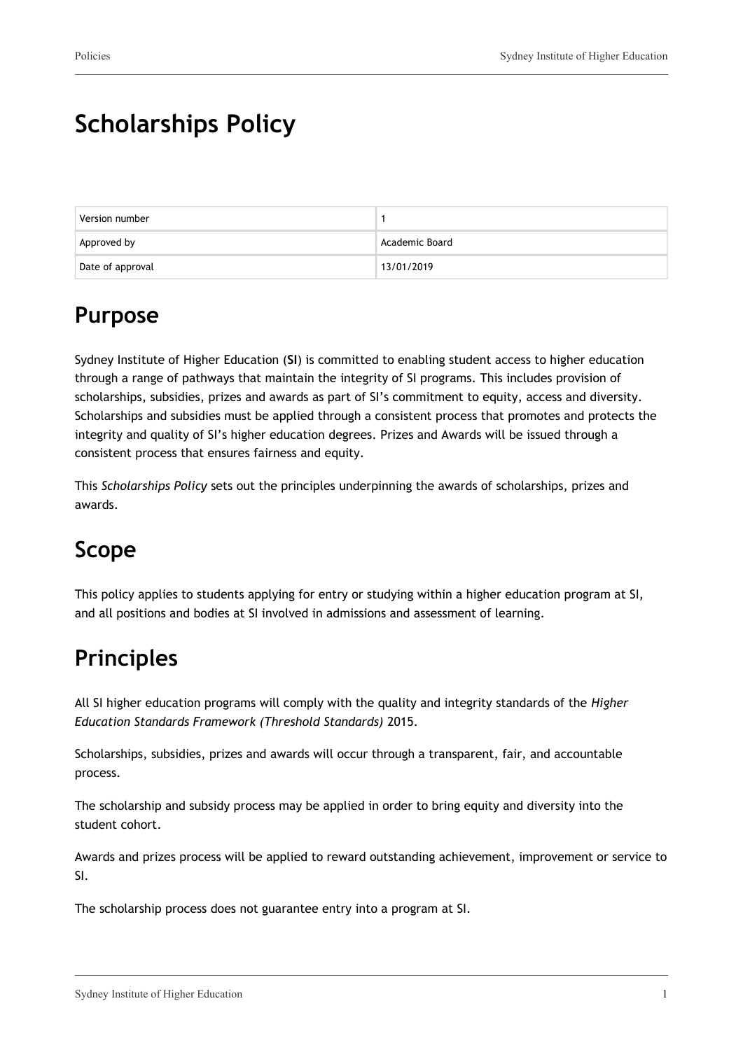# Scholarships Policy

| Version number | 1 |
|---|---|
| Approved by | Academic Board |
| Date of approval | 13/01/2019 |

## Purpose

Sydney Institute of Higher Education (**SI**) is committed to enabling student access to higher education through a range of pathways that maintain the integrity of SI programs. This includes provision of scholarships, subsidies, prizes and awards as part of SI's commitment to equity, access and diversity. Scholarships and subsidies must be applied through a consistent process that promotes and protects the integrity and quality of SI's higher education degrees. Prizes and Awards will be issued through a consistent process that ensures fairness and equity.

This *Scholarships Policy* sets out the principles underpinning the awards of scholarships, prizes and awards.

## Scope

This policy applies to students applying for entry or studying within a higher education program at SI, and all positions and bodies at SI involved in admissions and assessment of learning.

## Principles

All SI higher education programs will comply with the quality and integrity standards of the *Higher Education Standards Framework (Threshold Standards)* 2015.

Scholarships, subsidies, prizes and awards will occur through a transparent, fair, and accountable process.

The scholarship and subsidy process may be applied in order to bring equity and diversity into the student cohort.

Awards and prizes process will be applied to reward outstanding achievement, improvement or service to SI.

The scholarship process does not guarantee entry into a program at SI.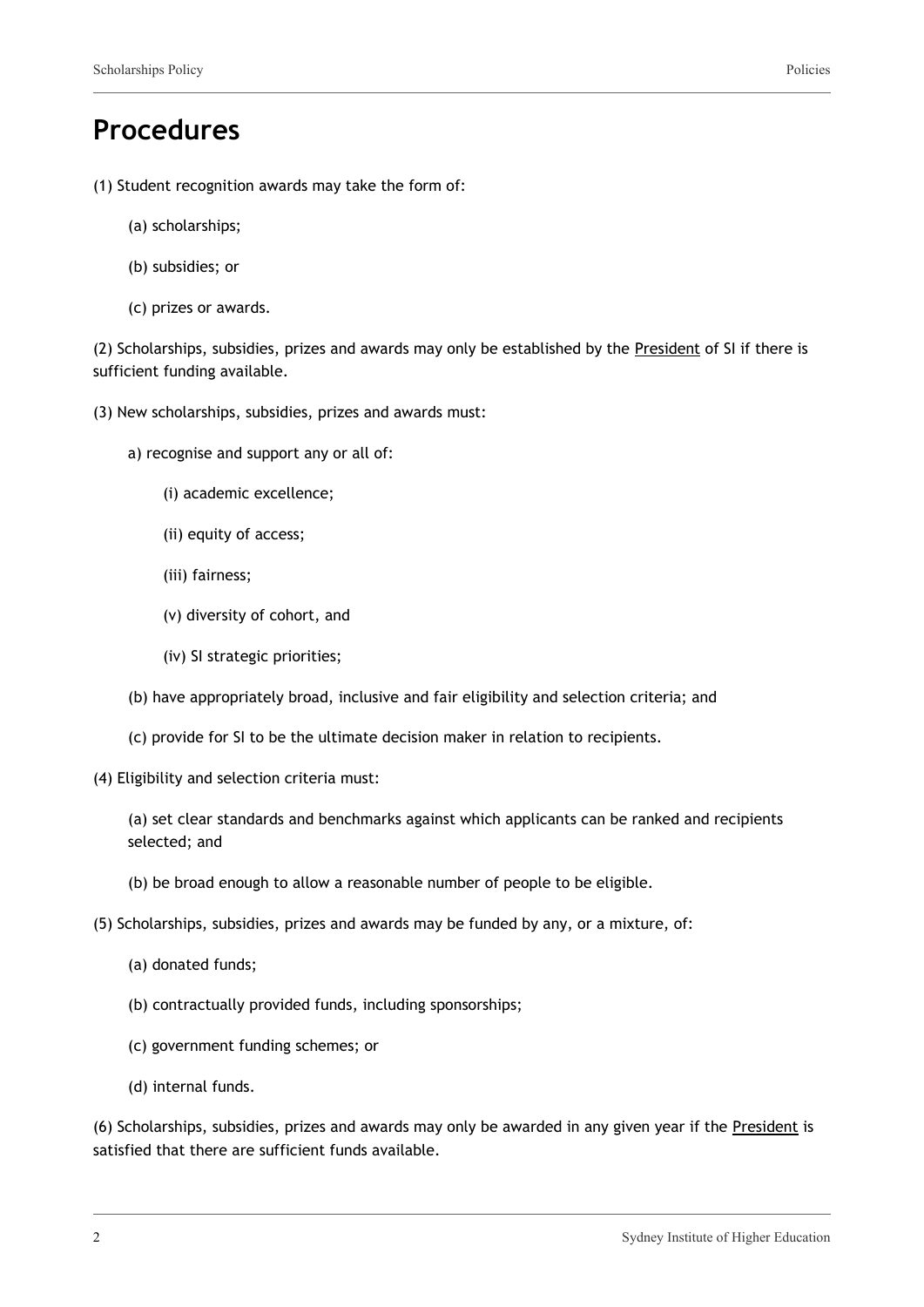# Procedures

(1) Student recognition awards may take the form of:

(a) scholarships;

(b) subsidies; or

(c) prizes or awards.

(2) Scholarships, subsidies, prizes and awards may only be established by the President of SI if there is sufficient funding available.

(3) New scholarships, subsidies, prizes and awards must:

a) recognise and support any or all of:

(i) academic excellence;

(ii) equity of access;

(iii) fairness;

(v) diversity of cohort, and

(iv) SI strategic priorities;

(b) have appropriately broad, inclusive and fair eligibility and selection criteria; and

(c) provide for SI to be the ultimate decision maker in relation to recipients.

(4) Eligibility and selection criteria must:

(a) set clear standards and benchmarks against which applicants can be ranked and recipients selected; and

(b) be broad enough to allow a reasonable number of people to be eligible.

(5) Scholarships, subsidies, prizes and awards may be funded by any, or a mixture, of:

(a) donated funds;

(b) contractually provided funds, including sponsorships;

(c) government funding schemes; or

(d) internal funds.

(6) Scholarships, subsidies, prizes and awards may only be awarded in any given year if the President is satisfied that there are sufficient funds available.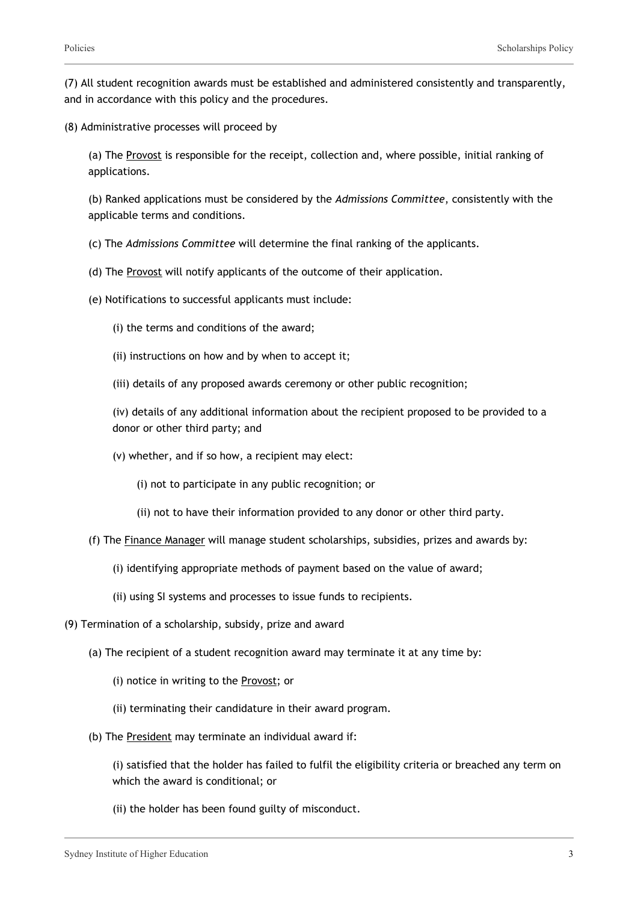(7) All student recognition awards must be established and administered consistently and transparently, and in accordance with this policy and the procedures.

(8) Administrative processes will proceed by

(a) The Provost is responsible for the receipt, collection and, where possible, initial ranking of applications.

(b) Ranked applications must be considered by the *Admissions Committee*, consistently with the applicable terms and conditions.

(c) The *Admissions Committee* will determine the final ranking of the applicants.

(d) The Provost will notify applicants of the outcome of their application.

(e) Notifications to successful applicants must include:

(i) the terms and conditions of the award;

(ii) instructions on how and by when to accept it;

(iii) details of any proposed awards ceremony or other public recognition;

(iv) details of any additional information about the recipient proposed to be provided to a donor or other third party; and

(v) whether, and if so how, a recipient may elect:

(i) not to participate in any public recognition; or

(ii) not to have their information provided to any donor or other third party.

(f) The Finance Manager will manage student scholarships, subsidies, prizes and awards by:

(i) identifying appropriate methods of payment based on the value of award;

(ii) using SI systems and processes to issue funds to recipients.

(9) Termination of a scholarship, subsidy, prize and award

(a) The recipient of a student recognition award may terminate it at any time by:

(i) notice in writing to the Provost; or

(ii) terminating their candidature in their award program.

(b) The President may terminate an individual award if:

(i) satisfied that the holder has failed to fulfil the eligibility criteria or breached any term on which the award is conditional; or

(ii) the holder has been found guilty of misconduct.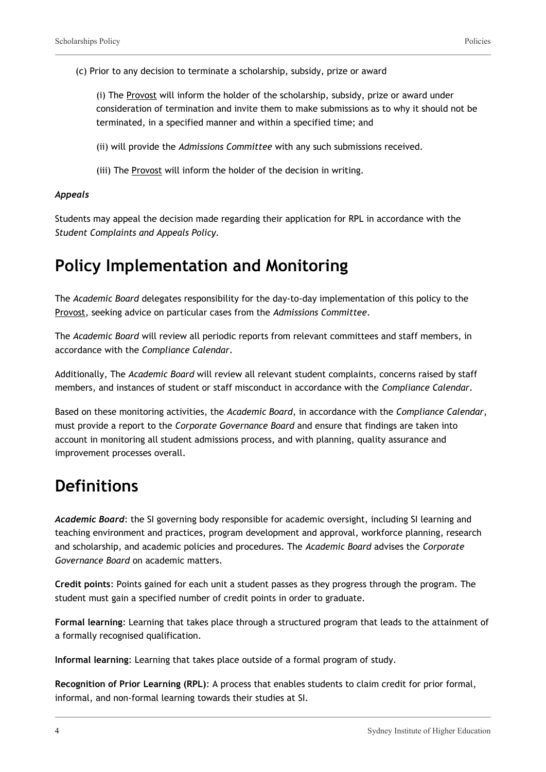(c) Prior to any decision to terminate a scholarship, subsidy, prize or award

(i) The Provost will inform the holder of the scholarship, subsidy, prize or award under consideration of termination and invite them to make submissions as to why it should not be terminated, in a specified manner and within a specified time; and

(ii) will provide the *Admissions Committee* with any such submissions received.

(iii) The Provost will inform the holder of the decision in writing.

***Appeals***

Students may appeal the decision made regarding their application for RPL in accordance with the *Student Complaints and Appeals Policy.*

## Policy Implementation and Monitoring

The *Academic Board* delegates responsibility for the day-to-day implementation of this policy to the Provost, seeking advice on particular cases from the *Admissions Committee*.

The *Academic Board* will review all periodic reports from relevant committees and staff members, in accordance with the *Compliance Calendar*.

Additionally, The *Academic Board* will review all relevant student complaints, concerns raised by staff members, and instances of student or staff misconduct in accordance with the *Compliance Calendar*.

Based on these monitoring activities, the *Academic Board*, in accordance with the *Compliance Calendar*, must provide a report to the *Corporate Governance Board* and ensure that findings are taken into account in monitoring all student admissions process, and with planning, quality assurance and improvement processes overall.

## Definitions

***Academic Board***: the SI governing body responsible for academic oversight, including SI learning and teaching environment and practices, program development and approval, workforce planning, research and scholarship, and academic policies and procedures. The *Academic Board* advises the *Corporate Governance Board* on academic matters.

**Credit points**: Points gained for each unit a student passes as they progress through the program. The student must gain a specified number of credit points in order to graduate.

**Formal learning**: Learning that takes place through a structured program that leads to the attainment of a formally recognised qualification.

**Informal learning**: Learning that takes place outside of a formal program of study.

**Recognition of Prior Learning (RPL)**: A process that enables students to claim credit for prior formal, informal, and non-formal learning towards their studies at SI.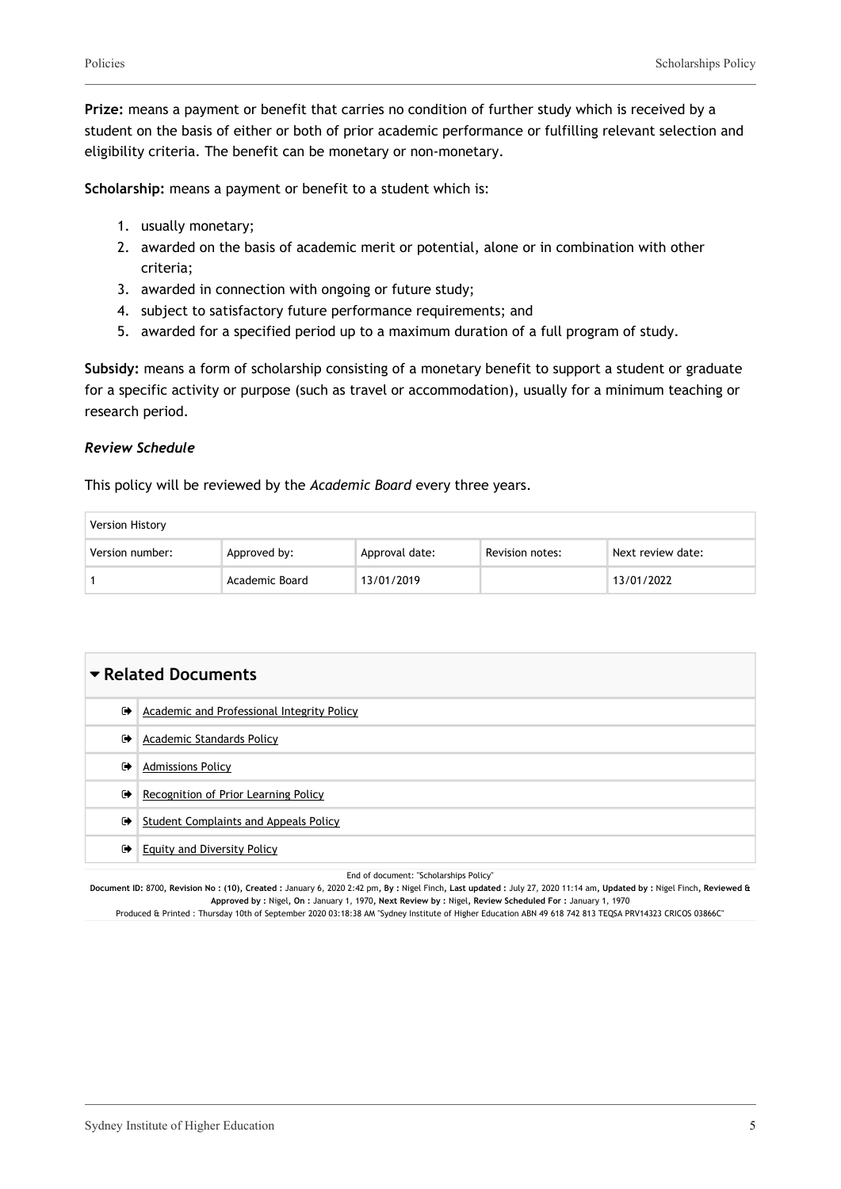**Prize:** means a payment or benefit that carries no condition of further study which is received by a student on the basis of either or both of prior academic performance or fulfilling relevant selection and eligibility criteria. The benefit can be monetary or non-monetary.

**Scholarship:** means a payment or benefit to a student which is:

1. usually monetary;
2. awarded on the basis of academic merit or potential, alone or in combination with other criteria;
3. awarded in connection with ongoing or future study;
4. subject to satisfactory future performance requirements; and
5. awarded for a specified period up to a maximum duration of a full program of study.

**Subsidy:** means a form of scholarship consisting of a monetary benefit to support a student or graduate for a specific activity or purpose (such as travel or accommodation), usually for a minimum teaching or research period.

***Review Schedule***

This policy will be reviewed by the *Academic Board* every three years.

| Version History | | | | |
|---|---|---|---|---|
| Version number: | Approved by: | Approval date: | Revision notes: | Next review date: |
| 1 | Academic Board | 13/01/2019 | | 13/01/2022 |

## ▾ Related Documents

- Academic and Professional Integrity Policy
- Academic Standards Policy
- Admissions Policy
- Recognition of Prior Learning Policy
- Student Complaints and Appeals Policy
- Equity and Diversity Policy

End of document: "Scholarships Policy"

**Document ID:** 8700, **Revision No : (10), Created :** January 6, 2020 2:42 pm, **By :** Nigel Finch, **Last updated :** July 27, 2020 11:14 am, **Updated by :** Nigel Finch, **Reviewed & Approved by :** Nigel, **On :** January 1, 1970, **Next Review by :** Nigel, **Review Scheduled For :** January 1, 1970

Produced & Printed : Thursday 10th of September 2020 03:18:38 AM "Sydney Institute of Higher Education ABN 49 618 742 813 TEQSA PRV14323 CRICOS 03866C"